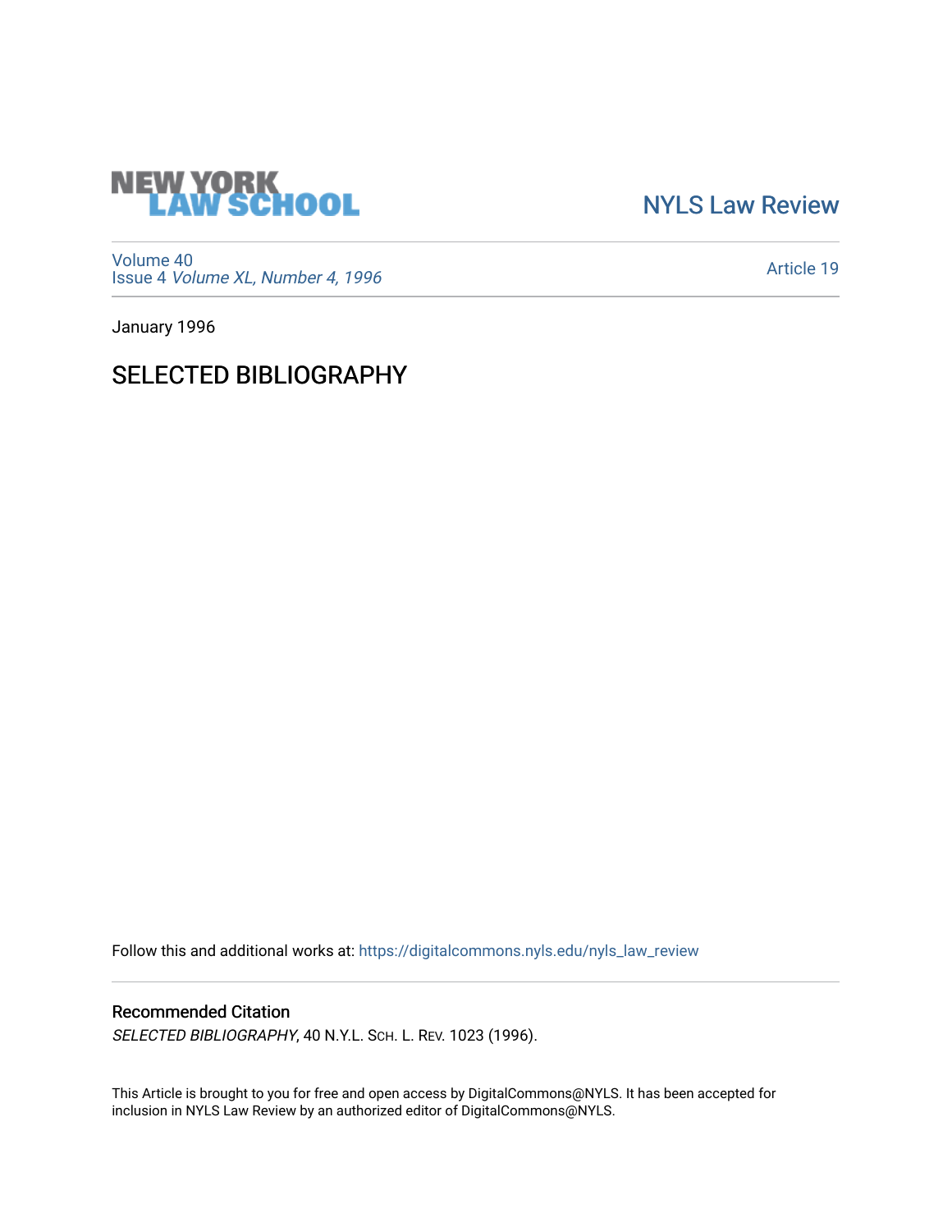NEW YORK LAW SCHOOL

NYLS Law Review

Volume 40
Issue 4 *Volume XL, Number 4, 1996*

Article 19

January 1996

# SELECTED BIBLIOGRAPHY

Follow this and additional works at: https://digitalcommons.nyls.edu/nyls_law_review

## Recommended Citation

*SELECTED BIBLIOGRAPHY*, 40 N.Y.L. SCH. L. REV. 1023 (1996).

This Article is brought to you for free and open access by DigitalCommons@NYLS. It has been accepted for inclusion in NYLS Law Review by an authorized editor of DigitalCommons@NYLS.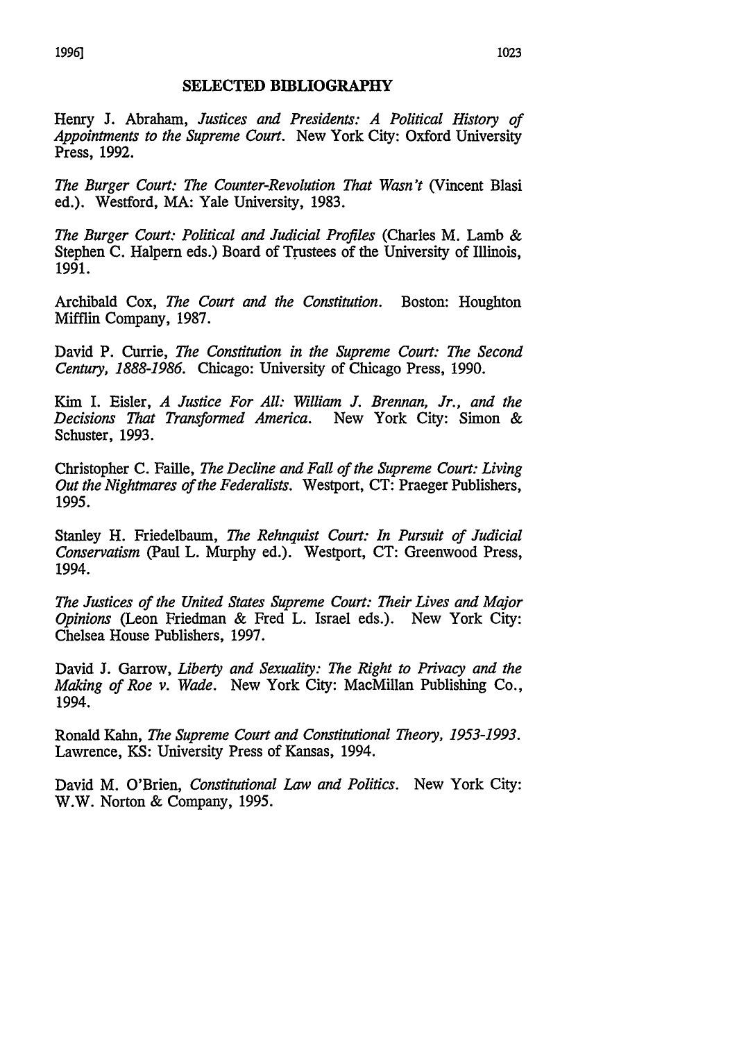## SELECTED BIBLIOGRAPHY

Henry J. Abraham, *Justices and Presidents: A Political History of Appointments to the Supreme Court*. New York City: Oxford University Press, 1992.

*The Burger Court: The Counter-Revolution That Wasn't* (Vincent Blasi ed.). Westford, MA: Yale University, 1983.

*The Burger Court: Political and Judicial Profiles* (Charles M. Lamb & Stephen C. Halpern eds.) Board of Trustees of the University of Illinois, 1991.

Archibald Cox, *The Court and the Constitution*. Boston: Houghton Mifflin Company, 1987.

David P. Currie, *The Constitution in the Supreme Court: The Second Century, 1888-1986*. Chicago: University of Chicago Press, 1990.

Kim I. Eisler, *A Justice For All: William J. Brennan, Jr., and the Decisions That Transformed America*. New York City: Simon & Schuster, 1993.

Christopher C. Faille, *The Decline and Fall of the Supreme Court: Living Out the Nightmares of the Federalists*. Westport, CT: Praeger Publishers, 1995.

Stanley H. Friedelbaum, *The Rehnquist Court: In Pursuit of Judicial Conservatism* (Paul L. Murphy ed.). Westport, CT: Greenwood Press, 1994.

*The Justices of the United States Supreme Court: Their Lives and Major Opinions* (Leon Friedman & Fred L. Israel eds.). New York City: Chelsea House Publishers, 1997.

David J. Garrow, *Liberty and Sexuality: The Right to Privacy and the Making of Roe v. Wade*. New York City: MacMillan Publishing Co., 1994.

Ronald Kahn, *The Supreme Court and Constitutional Theory, 1953-1993*. Lawrence, KS: University Press of Kansas, 1994.

David M. O'Brien, *Constitutional Law and Politics*. New York City: W.W. Norton & Company, 1995.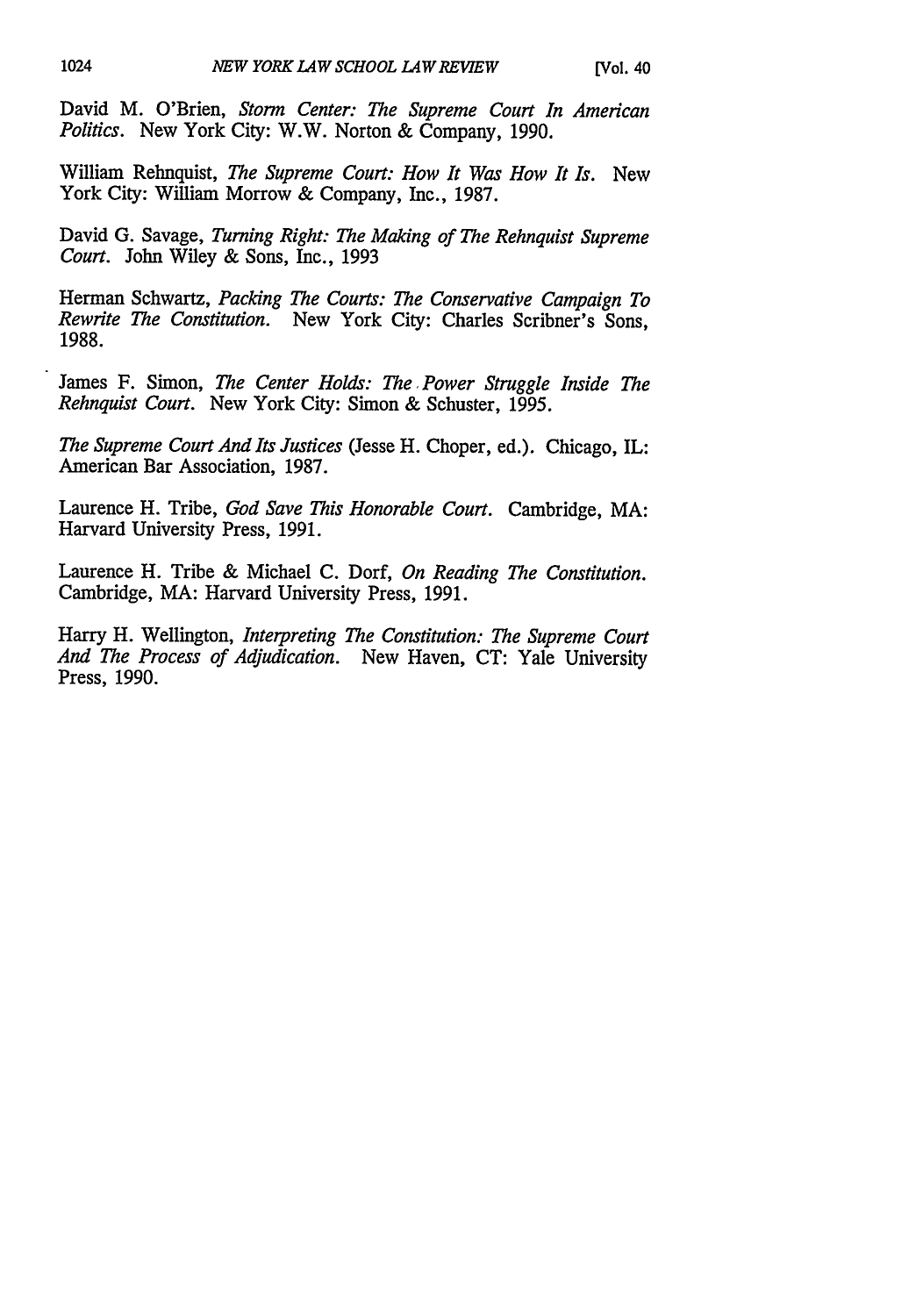David M. O'Brien, *Storm Center: The Supreme Court In American Politics*. New York City: W.W. Norton & Company, 1990.

William Rehnquist, *The Supreme Court: How It Was How It Is*. New York City: William Morrow & Company, Inc., 1987.

David G. Savage, *Turning Right: The Making of The Rehnquist Supreme Court*. John Wiley & Sons, Inc., 1993

Herman Schwartz, *Packing The Courts: The Conservative Campaign To Rewrite The Constitution*. New York City: Charles Scribner's Sons, 1988.

James F. Simon, *The Center Holds: The Power Struggle Inside The Rehnquist Court*. New York City: Simon & Schuster, 1995.

*The Supreme Court And Its Justices* (Jesse H. Choper, ed.). Chicago, IL: American Bar Association, 1987.

Laurence H. Tribe, *God Save This Honorable Court*. Cambridge, MA: Harvard University Press, 1991.

Laurence H. Tribe & Michael C. Dorf, *On Reading The Constitution*. Cambridge, MA: Harvard University Press, 1991.

Harry H. Wellington, *Interpreting The Constitution: The Supreme Court And The Process of Adjudication*. New Haven, CT: Yale University Press, 1990.